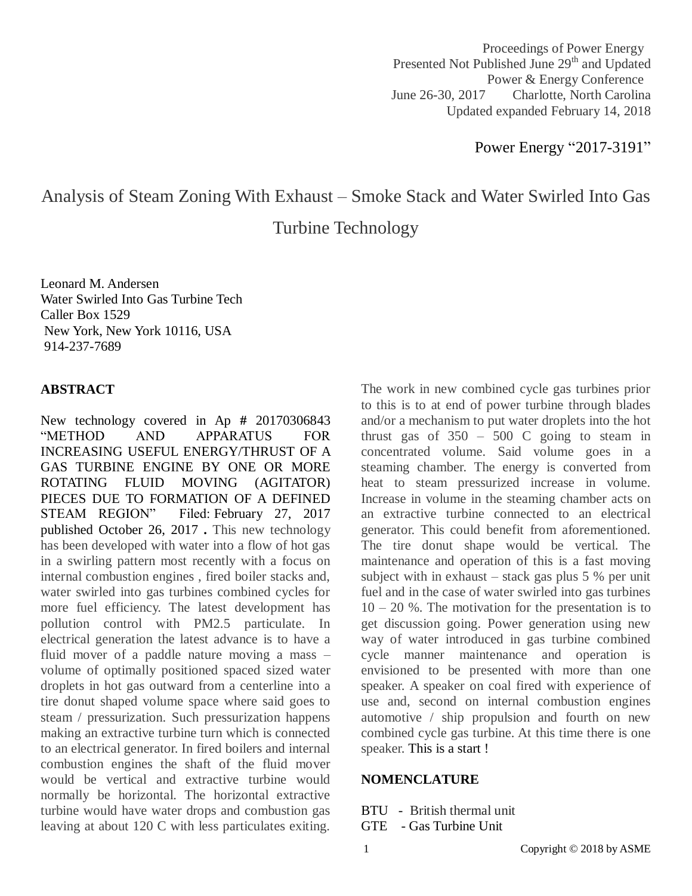Proceedings of Power Energy
Presented Not Published June 29th and Updated
Power & Energy Conference
June 26-30, 2017 Charlotte, North Carolina
Updated expanded February 14, 2018

Power Energy "2017-3191"

# Analysis of Steam Zoning With Exhaust – Smoke Stack and Water Swirled Into Gas Turbine Technology

Leonard M. Andersen
Water Swirled Into Gas Turbine Tech
Caller Box 1529
New York, New York 10116, USA
914-237-7689

## ABSTRACT

New technology covered in Ap # 20170306843 "METHOD AND APPARATUS FOR INCREASING USEFUL ENERGY/THRUST OF A GAS TURBINE ENGINE BY ONE OR MORE ROTATING FLUID MOVING (AGITATOR) PIECES DUE TO FORMATION OF A DEFINED STEAM REGION" Filed: February 27, 2017 published October 26, 2017 **.** This new technology has been developed with water into a flow of hot gas in a swirling pattern most recently with a focus on internal combustion engines , fired boiler stacks and, water swirled into gas turbines combined cycles for more fuel efficiency. The latest development has pollution control with PM2.5 particulate. In electrical generation the latest advance is to have a fluid mover of a paddle nature moving a mass – volume of optimally positioned spaced sized water droplets in hot gas outward from a centerline into a tire donut shaped volume space where said goes to steam / pressurization. Such pressurization happens making an extractive turbine turn which is connected to an electrical generator. In fired boilers and internal combustion engines the shaft of the fluid mover would be vertical and extractive turbine would normally be horizontal. The horizontal extractive turbine would have water drops and combustion gas leaving at about 120 C with less particulates exiting. The work in new combined cycle gas turbines prior to this is to at end of power turbine through blades and/or a mechanism to put water droplets into the hot thrust gas of 350 – 500 C going to steam in concentrated volume. Said volume goes in a steaming chamber. The energy is converted from heat to steam pressurized increase in volume. Increase in volume in the steaming chamber acts on an extractive turbine connected to an electrical generator. This could benefit from aforementioned. The tire donut shape would be vertical. The maintenance and operation of this is a fast moving subject with in exhaust – stack gas plus 5 % per unit fuel and in the case of water swirled into gas turbines 10 – 20 %. The motivation for the presentation is to get discussion going. Power generation using new way of water introduced in gas turbine combined cycle manner maintenance and operation is envisioned to be presented with more than one speaker. A speaker on coal fired with experience of use and, second on internal combustion engines automotive / ship propulsion and fourth on new combined cycle gas turbine. At this time there is one speaker. This is a start !

## NOMENCLATURE

BTU - British thermal unit
GTE - Gas Turbine Unit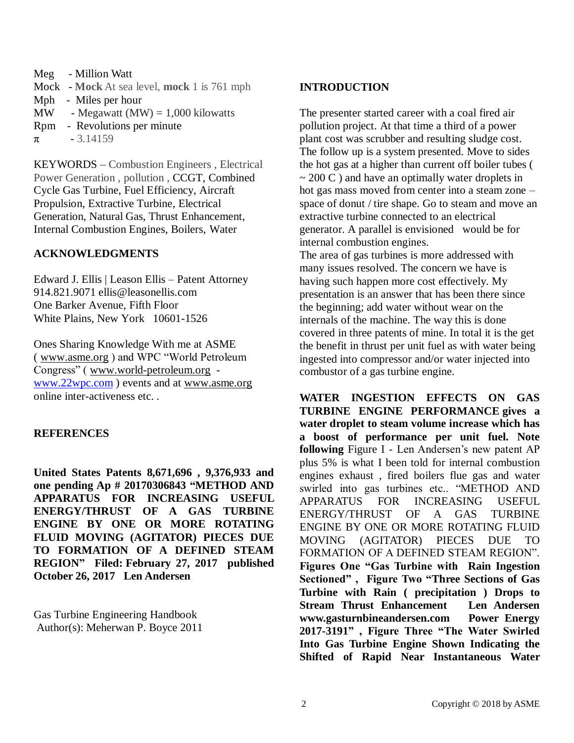Meg - Million Watt
Mock - **Mock** At sea level, **mock** 1 is 761 mph
Mph - Miles per hour
MW - Megawatt (MW) = 1,000 kilowatts
Rpm - Revolutions per minute
π - 3.14159

KEYWORDS – Combustion Engineers , Electrical Power Generation , pollution , CCGT, Combined Cycle Gas Turbine, Fuel Efficiency, Aircraft Propulsion, Extractive Turbine, Electrical Generation, Natural Gas, Thrust Enhancement, Internal Combustion Engines, Boilers, Water

## ACKNOWLEDGMENTS

Edward J. Ellis | Leason Ellis – Patent Attorney
914.821.9071 ellis@leasonellis.com
One Barker Avenue, Fifth Floor
White Plains, New York 10601-1526

Ones Sharing Knowledge With me at ASME ( www.asme.org ) and WPC "World Petroleum Congress" ( www.world-petroleum.org - www.22wpc.com ) events and at www.asme.org online inter-activeness etc. .

## REFERENCES

**United States Patents 8,671,696 , 9,376,933 and one pending Ap # 20170306843 "METHOD AND APPARATUS FOR INCREASING USEFUL ENERGY/THRUST OF A GAS TURBINE ENGINE BY ONE OR MORE ROTATING FLUID MOVING (AGITATOR) PIECES DUE TO FORMATION OF A DEFINED STEAM REGION" Filed: February 27, 2017 published October 26, 2017 Len Andersen**

Gas Turbine Engineering Handbook
Author(s): Meherwan P. Boyce 2011

## INTRODUCTION

The presenter started career with a coal fired air pollution project. At that time a third of a power plant cost was scrubber and resulting sludge cost. The follow up is a system presented. Move to sides the hot gas at a higher than current off boiler tubes ( ~ 200 C ) and have an optimally water droplets in hot gas mass moved from center into a steam zone – space of donut / tire shape. Go to steam and move an extractive turbine connected to an electrical generator. A parallel is envisioned would be for internal combustion engines.
The area of gas turbines is more addressed with many issues resolved. The concern we have is having such happen more cost effectively. My presentation is an answer that has been there since the beginning; add water without wear on the internals of the machine. The way this is done covered in three patents of mine. In total it is the get the benefit in thrust per unit fuel as with water being ingested into compressor and/or water injected into combustor of a gas turbine engine.

**WATER INGESTION EFFECTS ON GAS TURBINE ENGINE PERFORMANCE gives a water droplet to steam volume increase which has a boost of performance per unit fuel. Note following** Figure I - Len Andersen's new patent AP plus 5% is what I been told for internal combustion engines exhaust , fired boilers flue gas and water swirled into gas turbines etc.. "METHOD AND APPARATUS FOR INCREASING USEFUL ENERGY/THRUST OF A GAS TURBINE ENGINE BY ONE OR MORE ROTATING FLUID MOVING (AGITATOR) PIECES DUE TO FORMATION OF A DEFINED STEAM REGION". **Figures One "Gas Turbine with Rain Ingestion Sectioned" , Figure Two "Three Sections of Gas Turbine with Rain ( precipitation ) Drops to Stream Thrust Enhancement Len Andersen www.gasturnbineandersen.com Power Energy 2017-3191" , Figure Three "The Water Swirled Into Gas Turbine Engine Shown Indicating the Shifted of Rapid Near Instantaneous Water**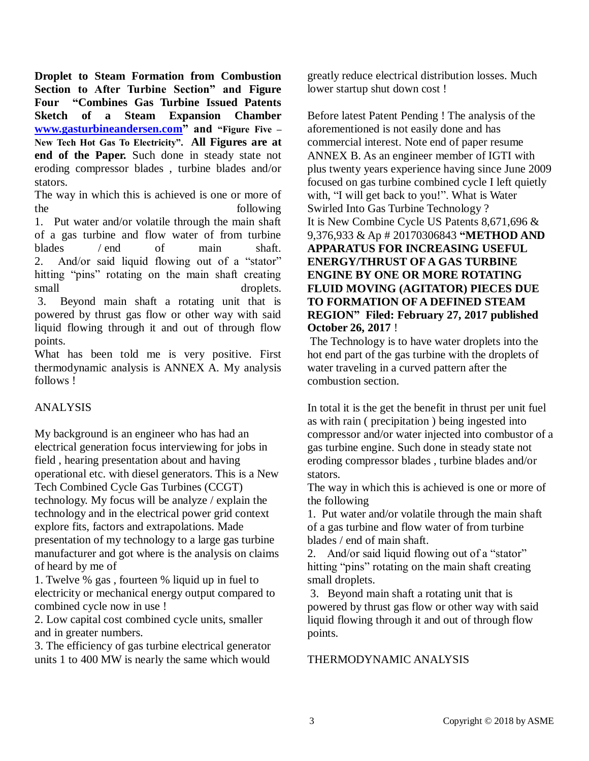**Droplet to Steam Formation from Combustion Section to After Turbine Section" and Figure Four "Combines Gas Turbine Issued Patents Sketch of a Steam Expansion Chamber [www.gasturbineandersen.com](http://www.gasturbineandersen.com)" and "Figure Five – New Tech Hot Gas To Electricity". All Figures are at end of the Paper.** Such done in steady state not eroding compressor blades , turbine blades and/or stators.

The way in which this is achieved is one or more of the following

1. Put water and/or volatile through the main shaft of a gas turbine and flow water of from turbine blades / end of main shaft.
2. And/or said liquid flowing out of a "stator" hitting "pins" rotating on the main shaft creating small droplets.
3. Beyond main shaft a rotating unit that is powered by thrust gas flow or other way with said liquid flowing through it and out of through flow points.

What has been told me is very positive. First thermodynamic analysis is ANNEX A. My analysis follows !

## ANALYSIS

My background is an engineer who has had an electrical generation focus interviewing for jobs in field , hearing presentation about and having operational etc. with diesel generators. This is a New Tech Combined Cycle Gas Turbines (CCGT) technology. My focus will be analyze / explain the technology and in the electrical power grid context explore fits, factors and extrapolations. Made presentation of my technology to a large gas turbine manufacturer and got where is the analysis on claims of heard by me of

1. Twelve % gas , fourteen % liquid up in fuel to electricity or mechanical energy output compared to combined cycle now in use !
2. Low capital cost combined cycle units, smaller and in greater numbers.
3. The efficiency of gas turbine electrical generator units 1 to 400 MW is nearly the same which would greatly reduce electrical distribution losses. Much lower startup shut down cost !

Before latest Patent Pending ! The analysis of the aforementioned is not easily done and has commercial interest. Note end of paper resume ANNEX B. As an engineer member of IGTI with plus twenty years experience having since June 2009 focused on gas turbine combined cycle I left quietly with, "I will get back to you!". What is Water Swirled Into Gas Turbine Technology ?

It is New Combine Cycle US Patents 8,671,696 & 9,376,933 & Ap # 20170306843 **"METHOD AND APPARATUS FOR INCREASING USEFUL ENERGY/THRUST OF A GAS TURBINE ENGINE BY ONE OR MORE ROTATING FLUID MOVING (AGITATOR) PIECES DUE TO FORMATION OF A DEFINED STEAM REGION" Filed: February 27, 2017 published October 26, 2017** !

The Technology is to have water droplets into the hot end part of the gas turbine with the droplets of water traveling in a curved pattern after the combustion section.

In total it is the get the benefit in thrust per unit fuel as with rain ( precipitation ) being ingested into compressor and/or water injected into combustor of a gas turbine engine. Such done in steady state not eroding compressor blades , turbine blades and/or stators.

The way in which this is achieved is one or more of the following

1. Put water and/or volatile through the main shaft of a gas turbine and flow water of from turbine blades / end of main shaft.
2. And/or said liquid flowing out of a "stator" hitting "pins" rotating on the main shaft creating small droplets.
3. Beyond main shaft a rotating unit that is powered by thrust gas flow or other way with said liquid flowing through it and out of through flow points.

## THERMODYNAMIC ANALYSIS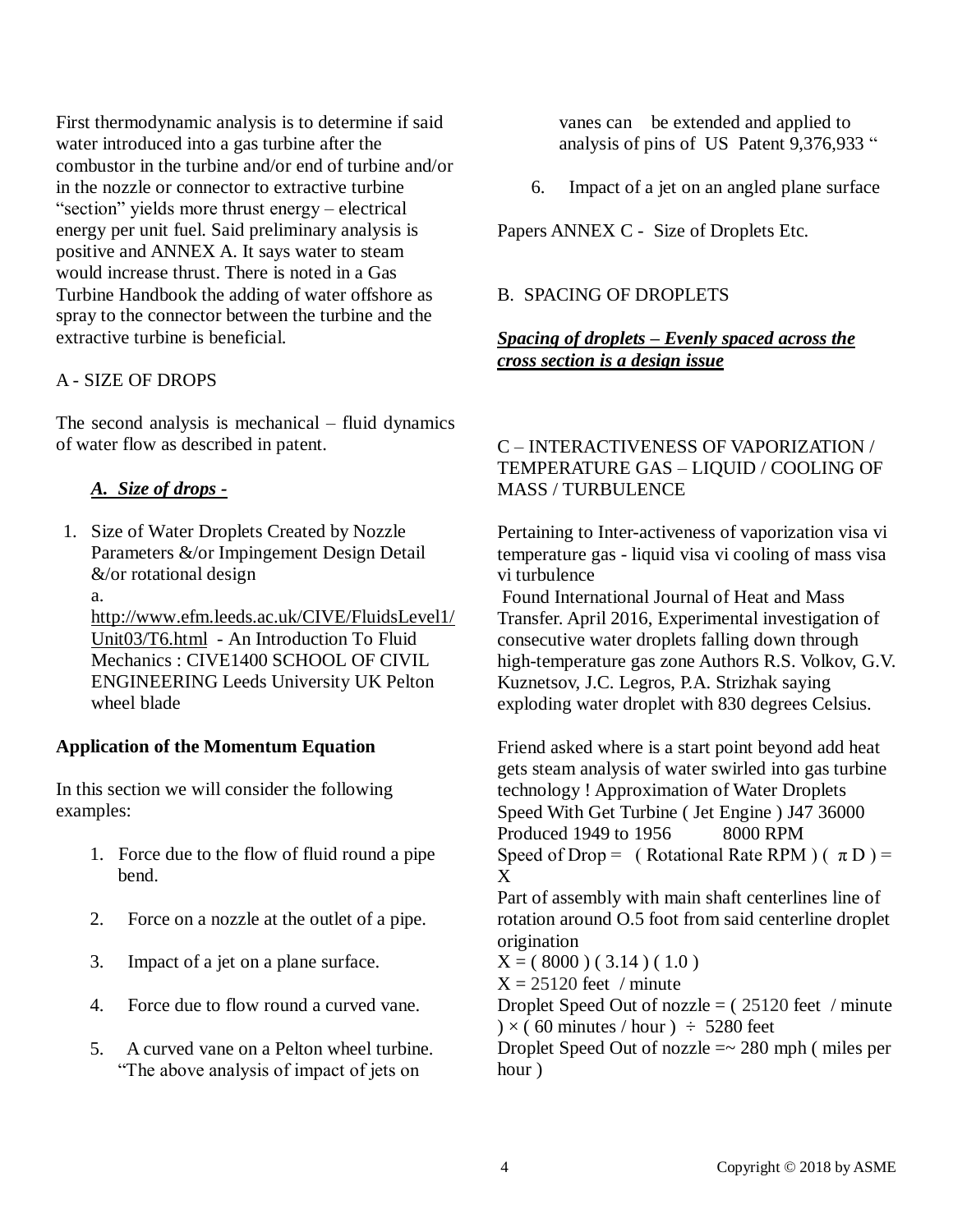First thermodynamic analysis is to determine if said water introduced into a gas turbine after the combustor in the turbine and/or end of turbine and/or in the nozzle or connector to extractive turbine "section" yields more thrust energy – electrical energy per unit fuel. Said preliminary analysis is positive and ANNEX A. It says water to steam would increase thrust. There is noted in a Gas Turbine Handbook the adding of water offshore as spray to the connector between the turbine and the extractive turbine is beneficial.

A - SIZE OF DROPS

The second analysis is mechanical – fluid dynamics of water flow as described in patent.

***A. Size of drops -***

1. Size of Water Droplets Created by Nozzle Parameters &/or Impingement Design Detail &/or rotational design

   a. http://www.efm.leeds.ac.uk/CIVE/FluidsLevel1/Unit03/T6.html - An Introduction To Fluid Mechanics : CIVE1400 SCHOOL OF CIVIL ENGINEERING Leeds University UK Pelton wheel blade

**Application of the Momentum Equation**

In this section we will consider the following examples:

1. Force due to the flow of fluid round a pipe bend.
2. Force on a nozzle at the outlet of a pipe.
3. Impact of a jet on a plane surface.
4. Force due to flow round a curved vane.
5. A curved vane on a Pelton wheel turbine. "The above analysis of impact of jets on vanes can be extended and applied to analysis of pins of US Patent 9,376,933 "
6. Impact of a jet on an angled plane surface

Papers ANNEX C - Size of Droplets Etc.

B. SPACING OF DROPLETS

***Spacing of droplets – Evenly spaced across the cross section is a design issue***

C – INTERACTIVENESS OF VAPORIZATION / TEMPERATURE GAS – LIQUID / COOLING OF MASS / TURBULENCE

Pertaining to Inter-activeness of vaporization visa vi temperature gas - liquid visa vi cooling of mass visa vi turbulence

Found International Journal of Heat and Mass Transfer. April 2016, Experimental investigation of consecutive water droplets falling down through high-temperature gas zone Authors R.S. Volkov, G.V. Kuznetsov, J.C. Legros, P.A. Strizhak saying exploding water droplet with 830 degrees Celsius.

Friend asked where is a start point beyond add heat gets steam analysis of water swirled into gas turbine technology ! Approximation of Water Droplets Speed With Get Turbine ( Jet Engine ) J47 36000 Produced 1949 to 1956 8000 RPM

Speed of Drop = ( Rotational Rate RPM ) ( $\pi$ D ) = X

Part of assembly with main shaft centerlines line of rotation around O.5 foot from said centerline droplet origination

X = ( 8000 ) ( 3.14 ) ( 1.0 )

X = 25120 feet / minute

Droplet Speed Out of nozzle = ( 25120 feet / minute ) × ( 60 minutes / hour ) ÷ 5280 feet

Droplet Speed Out of nozzle =~ 280 mph ( miles per hour )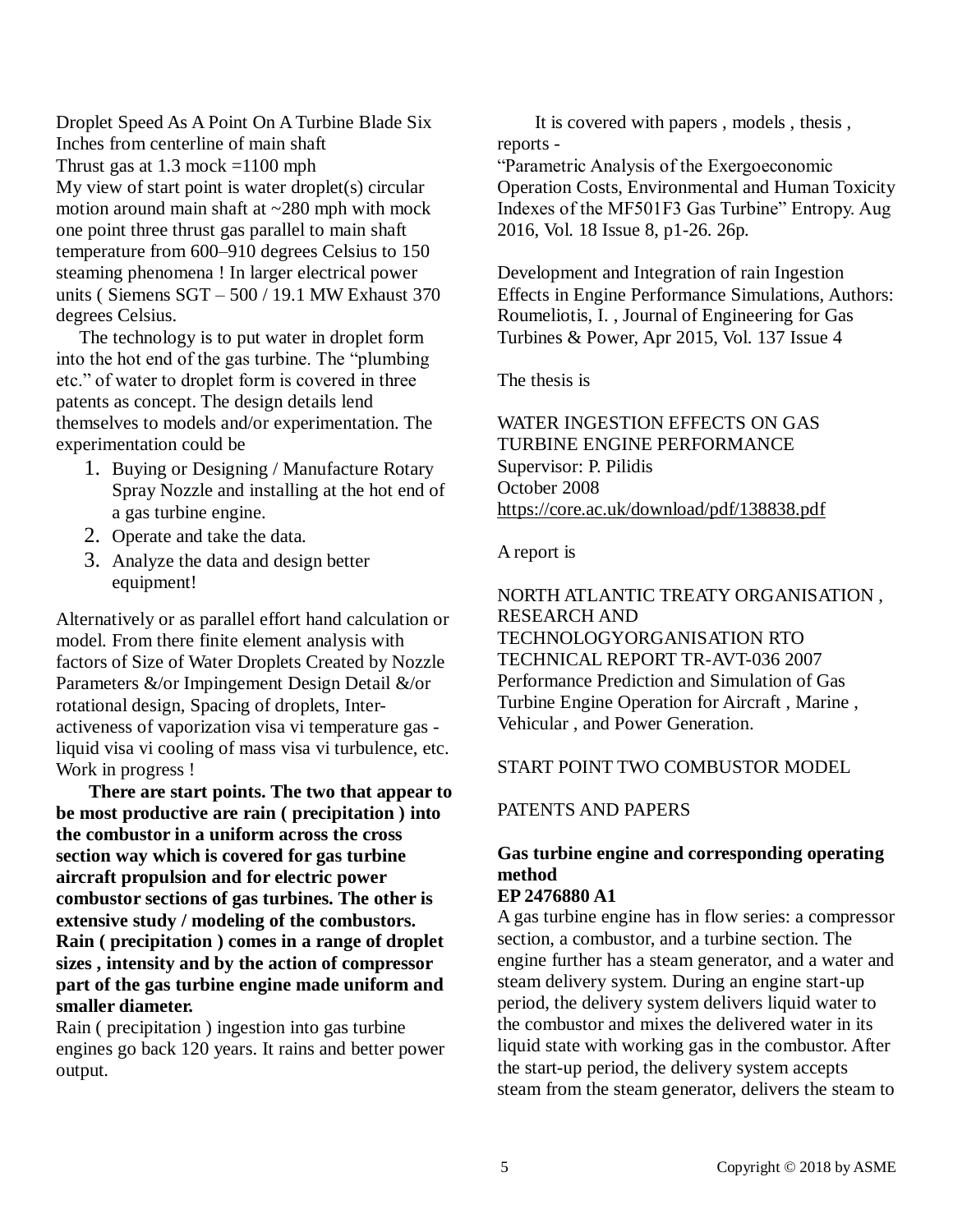Droplet Speed As A Point On A Turbine Blade Six Inches from centerline of main shaft

Thrust gas at 1.3 mock =1100 mph

My view of start point is water droplet(s) circular motion around main shaft at ~280 mph with mock one point three thrust gas parallel to main shaft temperature from 600–910 degrees Celsius to 150 steaming phenomena ! In larger electrical power units ( Siemens SGT – 500 / 19.1 MW Exhaust 370 degrees Celsius.

The technology is to put water in droplet form into the hot end of the gas turbine. The "plumbing etc." of water to droplet form is covered in three patents as concept. The design details lend themselves to models and/or experimentation. The experimentation could be

1. Buying or Designing / Manufacture Rotary Spray Nozzle and installing at the hot end of a gas turbine engine.
2. Operate and take the data.
3. Analyze the data and design better equipment!

Alternatively or as parallel effort hand calculation or model. From there finite element analysis with factors of Size of Water Droplets Created by Nozzle Parameters &/or Impingement Design Detail &/or rotational design, Spacing of droplets, Inter-activeness of vaporization visa vi temperature gas - liquid visa vi cooling of mass visa vi turbulence, etc. Work in progress !

**There are start points. The two that appear to be most productive are rain ( precipitation ) into the combustor in a uniform across the cross section way which is covered for gas turbine aircraft propulsion and for electric power combustor sections of gas turbines. The other is extensive study / modeling of the combustors. Rain ( precipitation ) comes in a range of droplet sizes , intensity and by the action of compressor part of the gas turbine engine made uniform and smaller diameter.**

Rain ( precipitation ) ingestion into gas turbine engines go back 120 years. It rains and better power output.

It is covered with papers , models , thesis , reports -

"Parametric Analysis of the Exergoeconomic Operation Costs, Environmental and Human Toxicity Indexes of the MF501F3 Gas Turbine" Entropy. Aug 2016, Vol. 18 Issue 8, p1-26. 26p.

Development and Integration of rain Ingestion Effects in Engine Performance Simulations, Authors: Roumeliotis, I. , Journal of Engineering for Gas Turbines & Power, Apr 2015, Vol. 137 Issue 4

The thesis is

WATER INGESTION EFFECTS ON GAS TURBINE ENGINE PERFORMANCE
Supervisor: P. Pilidis
October 2008
https://core.ac.uk/download/pdf/138838.pdf

A report is

NORTH ATLANTIC TREATY ORGANISATION , RESEARCH AND TECHNOLOGYORGANISATION RTO TECHNICAL REPORT TR-AVT-036 2007 Performance Prediction and Simulation of Gas Turbine Engine Operation for Aircraft , Marine , Vehicular , and Power Generation.

START POINT TWO COMBUSTOR MODEL

PATENTS AND PAPERS

**Gas turbine engine and corresponding operating method**
**EP 2476880 A1**

A gas turbine engine has in flow series: a compressor section, a combustor, and a turbine section. The engine further has a steam generator, and a water and steam delivery system. During an engine start-up period, the delivery system delivers liquid water to the combustor and mixes the delivered water in its liquid state with working gas in the combustor. After the start-up period, the delivery system accepts steam from the steam generator, delivers the steam to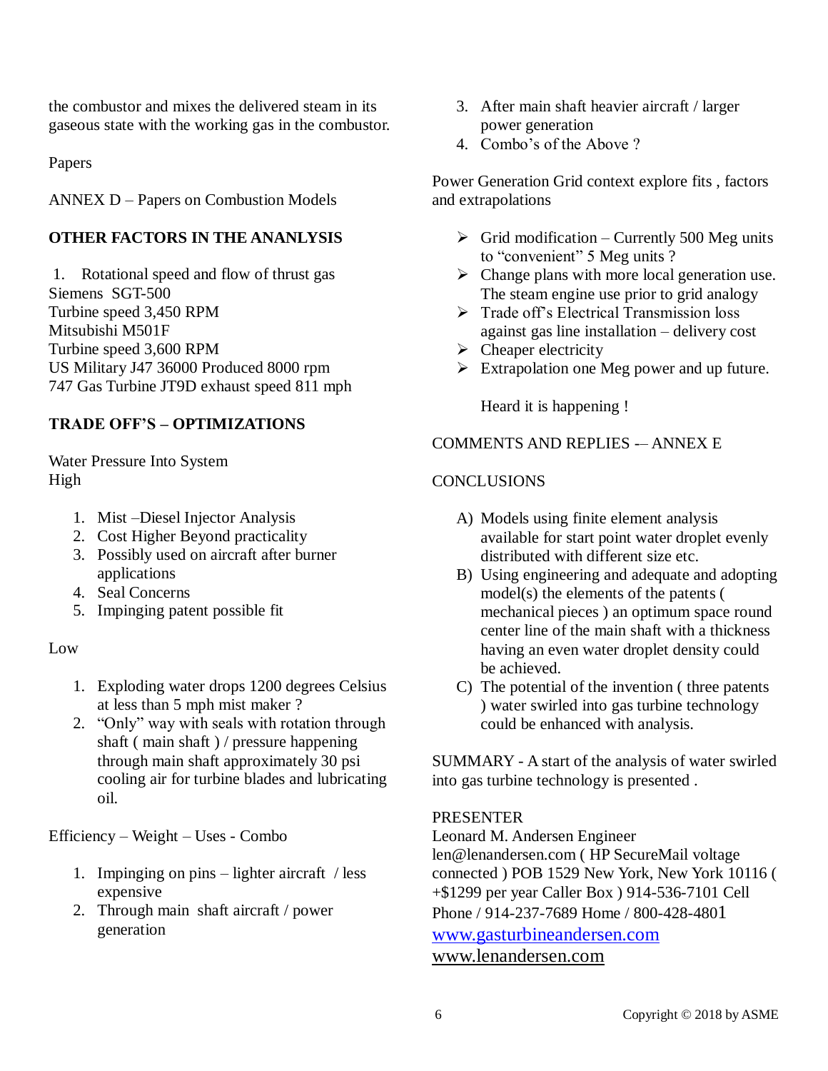the combustor and mixes the delivered steam in its gaseous state with the working gas in the combustor.

Papers

ANNEX D – Papers on Combustion Models

**OTHER FACTORS IN THE ANANLYSIS**

1. Rotational speed and flow of thrust gas

Siemens SGT-500
Turbine speed 3,450 RPM
Mitsubishi M501F
Turbine speed 3,600 RPM
US Military J47 36000 Produced 8000 rpm
747 Gas Turbine JT9D exhaust speed 811 mph

**TRADE OFF'S – OPTIMIZATIONS**

Water Pressure Into System
High

1. Mist –Diesel Injector Analysis
2. Cost Higher Beyond practicality
3. Possibly used on aircraft after burner applications
4. Seal Concerns
5. Impinging patent possible fit

Low

1. Exploding water drops 1200 degrees Celsius at less than 5 mph mist maker ?
2. "Only" way with seals with rotation through shaft ( main shaft ) / pressure happening through main shaft approximately 30 psi cooling air for turbine blades and lubricating oil.

Efficiency – Weight – Uses - Combo

1. Impinging on pins – lighter aircraft / less expensive
2. Through main shaft aircraft / power generation
3. After main shaft heavier aircraft / larger power generation
4. Combo's of the Above ?

Power Generation Grid context explore fits , factors and extrapolations

- Grid modification – Currently 500 Meg units to "convenient" 5 Meg units ?
- Change plans with more local generation use. The steam engine use prior to grid analogy
- Trade off's Electrical Transmission loss against gas line installation – delivery cost
- Cheaper electricity
- Extrapolation one Meg power and up future.

  Heard it is happening !

COMMENTS AND REPLIES -– ANNEX E

CONCLUSIONS

A) Models using finite element analysis available for start point water droplet evenly distributed with different size etc.
B) Using engineering and adequate and adopting model(s) the elements of the patents ( mechanical pieces ) an optimum space round center line of the main shaft with a thickness having an even water droplet density could be achieved.
C) The potential of the invention ( three patents ) water swirled into gas turbine technology could be enhanced with analysis.

SUMMARY - A start of the analysis of water swirled into gas turbine technology is presented .

PRESENTER
Leonard M. Andersen Engineer
len@lenandersen.com ( HP SecureMail voltage connected ) POB 1529 New York, New York 10116 ( +$1299 per year Caller Box ) 914-536-7101 Cell Phone / 914-237-7689 Home / 800-428-4801
www.gasturbineandersen.com
www.lenandersen.com

Copyright © 2018 by ASME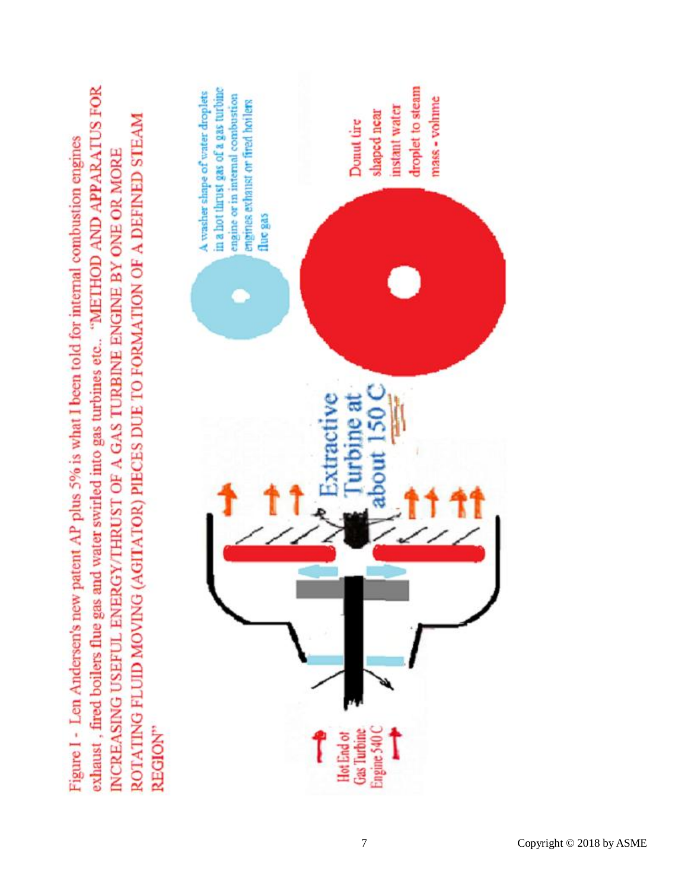Figure 1 - Len Andersen's new patent AP plus 5% is what I been told for internal combustion engines exhaust , fired boilers flue gas and water swirled into gas turbines etc.. "METHOD AND APPARATUS FOR INCREASING USEFUL ENERGY/THRUST OF A GAS TURBINE ENGINE BY ONE OR MORE ROTATING FLUID MOVING (AGITATOR) PIECES DUE TO FORMATION OF A DEFINED STEAM REGION"

Hot End of Gas Turbine Engine 540 C

Extractive Turbine at about 150 C

A washer shape of water droplets in a hot thrust gas of a gas turbine engine or in internal combustion engines exhaust or fired boilers flue gas

Donut tire shaped near instant water droplet to steam mass - volume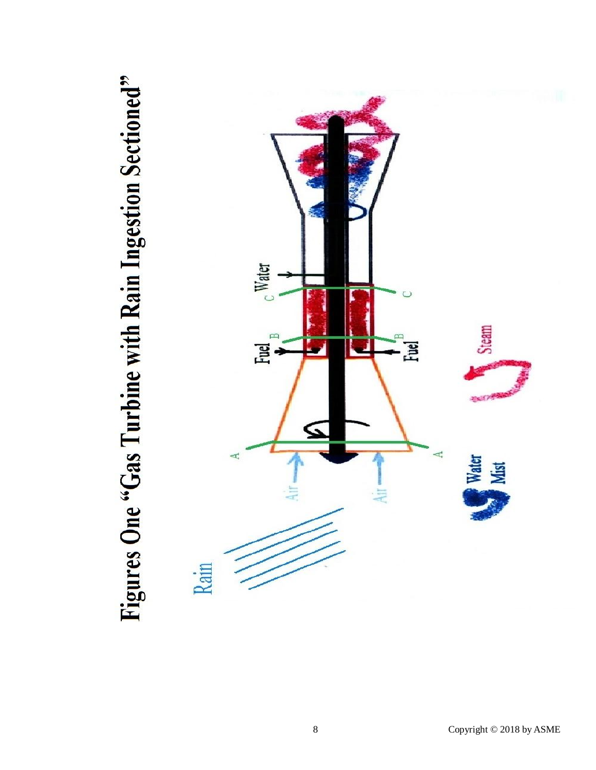# Figures One "Gas Turbine with Rain Ingestion Sectioned"

Rain

Air

Air

A

A

B

B

C

C

Fuel

Fuel

Water

Water Mist

Steam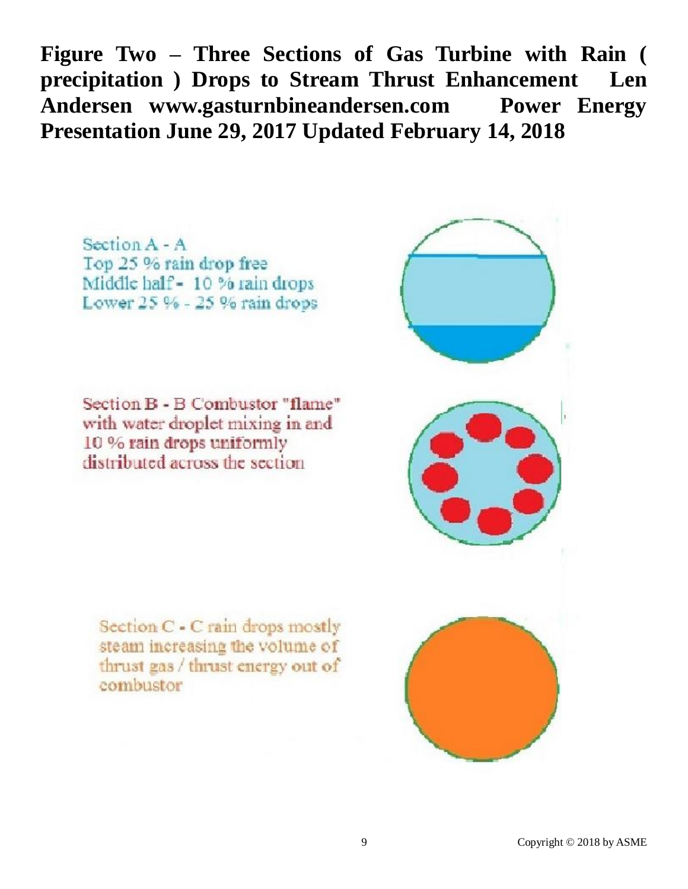**Figure Two – Three Sections of Gas Turbine with Rain ( precipitation ) Drops to Stream Thrust Enhancement Len Andersen www.gasturnbineandersen.com Power Energy Presentation June 29, 2017 Updated February 14, 2018**

Section A - A
Top 25 % rain drop free
Middle half - 10 % rain drops
Lower 25 % - 25 % rain drops

Section B - B Combustor "flame" with water droplet mixing in and 10 % rain drops uniformly distributed across the section

Section C - C rain drops mostly steam increasing the volume of thrust gas / thrust energy out of combustor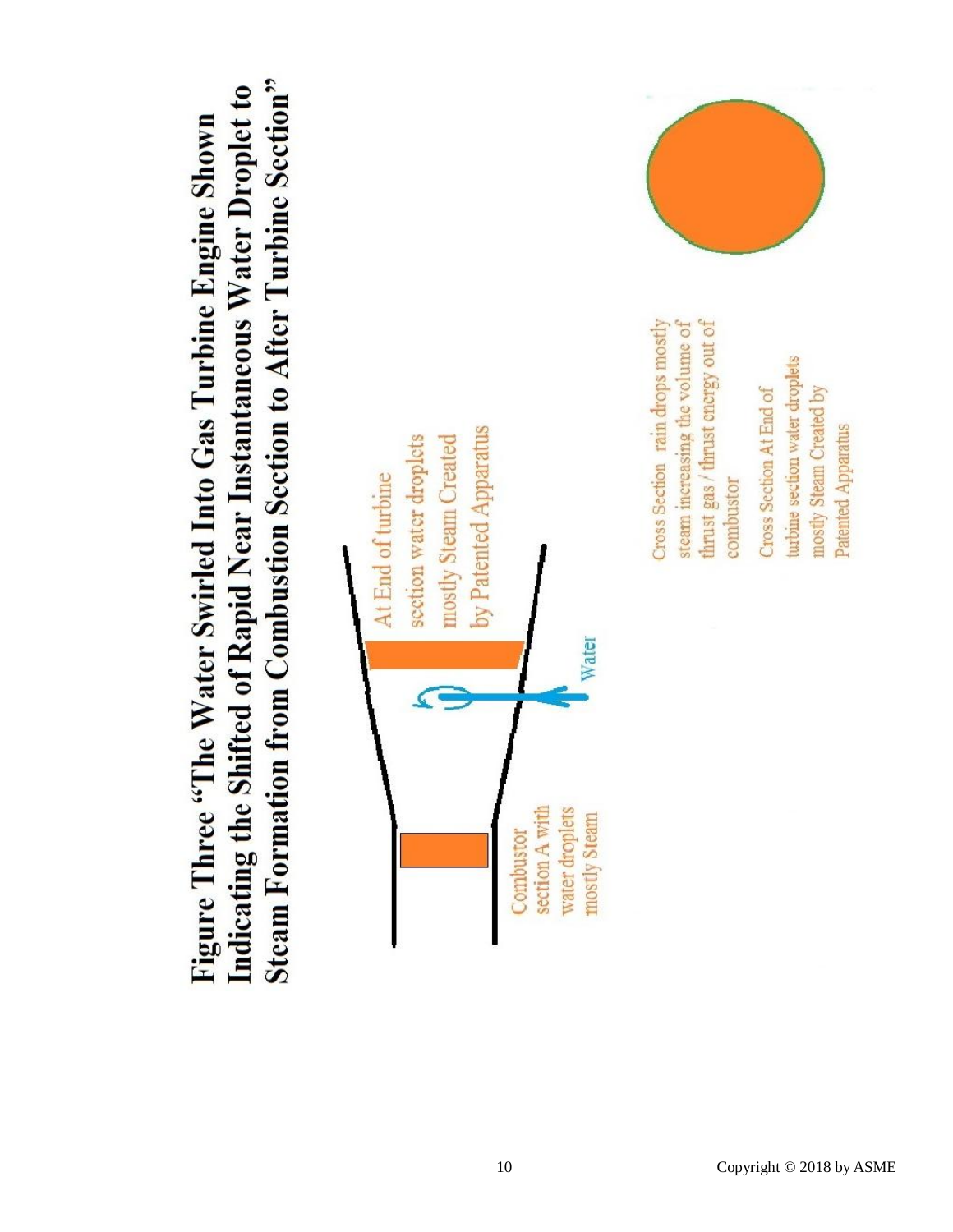# Figure Three "The Water Swirled Into Gas Turbine Engine Shown Indicating the Shifted of Rapid Near Instantaneous Water Droplet to Steam Formation from Combustion Section to After Turbine Section"

Combustor section A with water droplets mostly Steam

Water

At End of turbine section water droplets mostly Steam Created by Patented Apparatus

Cross Section rain drops mostly steam increasing the volume of thrust gas / thrust energy out of combustor

Cross Section At End of turbine section water droplets mostly Steam Created by Patented Apparatus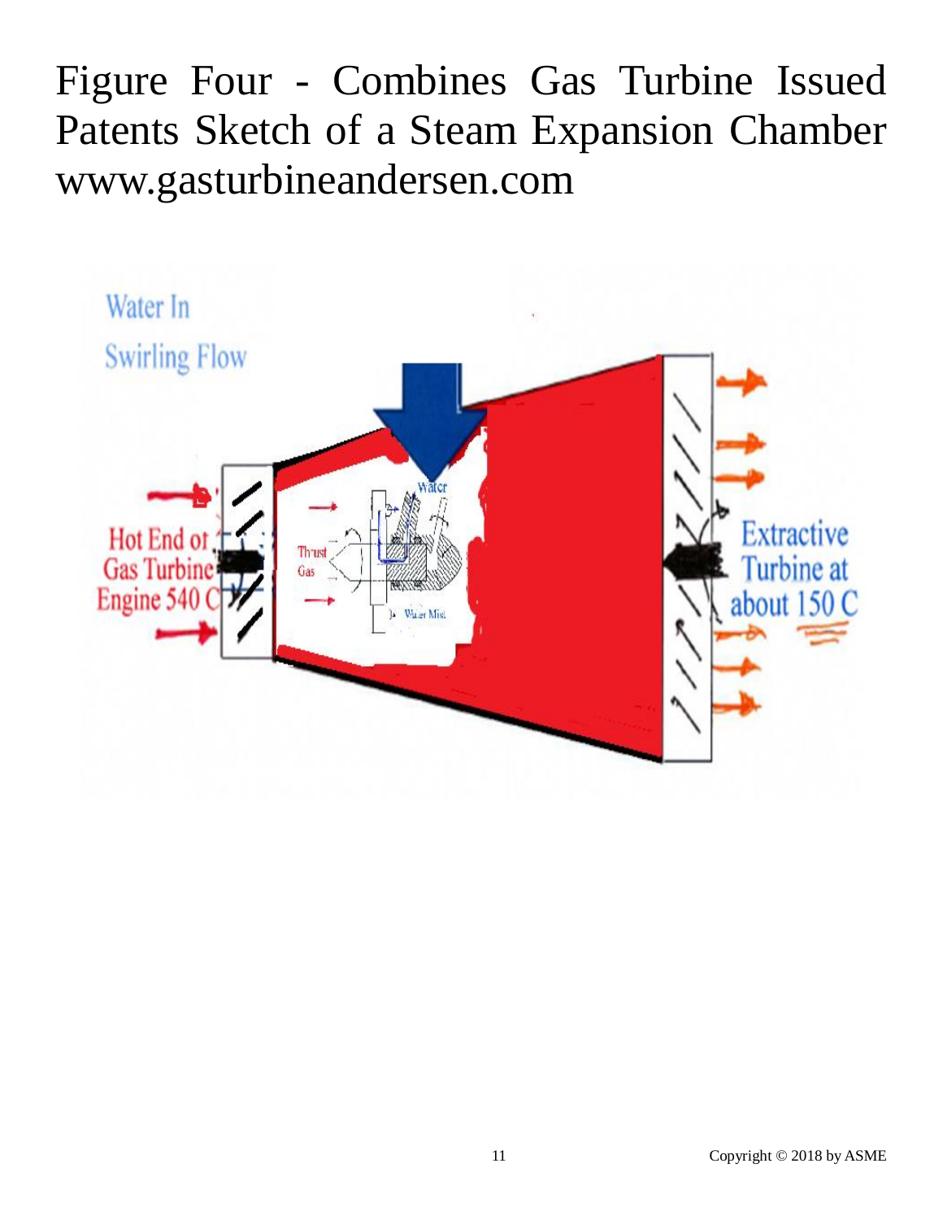Figure Four - Combines Gas Turbine Issued Patents Sketch of a Steam Expansion Chamber www.gasturbineandersen.com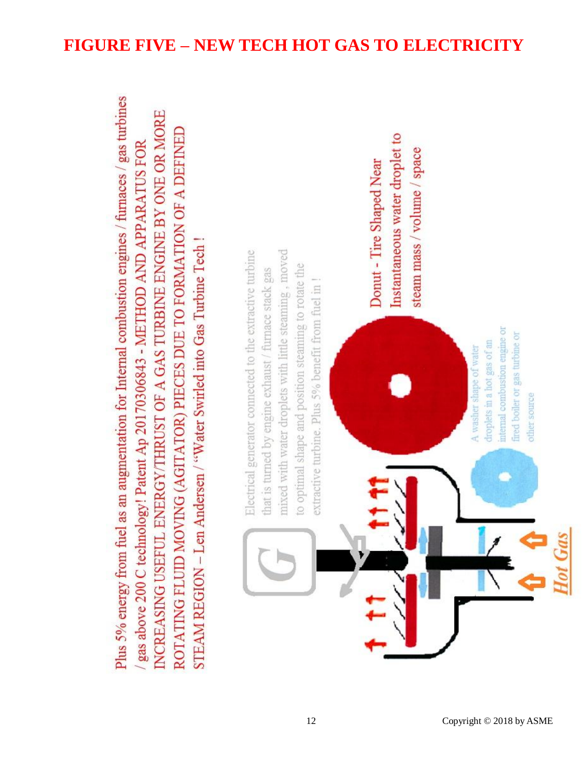# FIGURE FIVE – NEW TECH HOT GAS TO ELECTRICITY

Plus 5% energy from fuel as an augmentation for Internal combustion engines / furnaces / gas turbines / gas above 200 C technology! Patent Ap 20170306843 - METHOD AND APPARATUS FOR INCREASING USEFUL ENERGY/THRUST OF A GAS TURBINE ENGINE BY ONE OR MORE ROTATING FLUID MOVING (AGITATOR) PIECES DUE TO FORMATION OF A DEFINED STEAM REGION – Len Andersen / "Water Swirled into Gas Turbine Tech !

Electrical generator connected to the extractive turbine that is turned by engine exhaust / furnace stack gas mixed with water droplets with little steaming , moved to optimal shape and position steaming to rotate the extractive turbine. Plus 5% benefit from fuel in !

Donut - Tire Shaped Near Instantaneous water droplet to steam mass / volume / space

A washer shape of water droplets in a hot gas of an internal combustion engine or fired boiler or gas turbine or other source

G

*Hot Gas*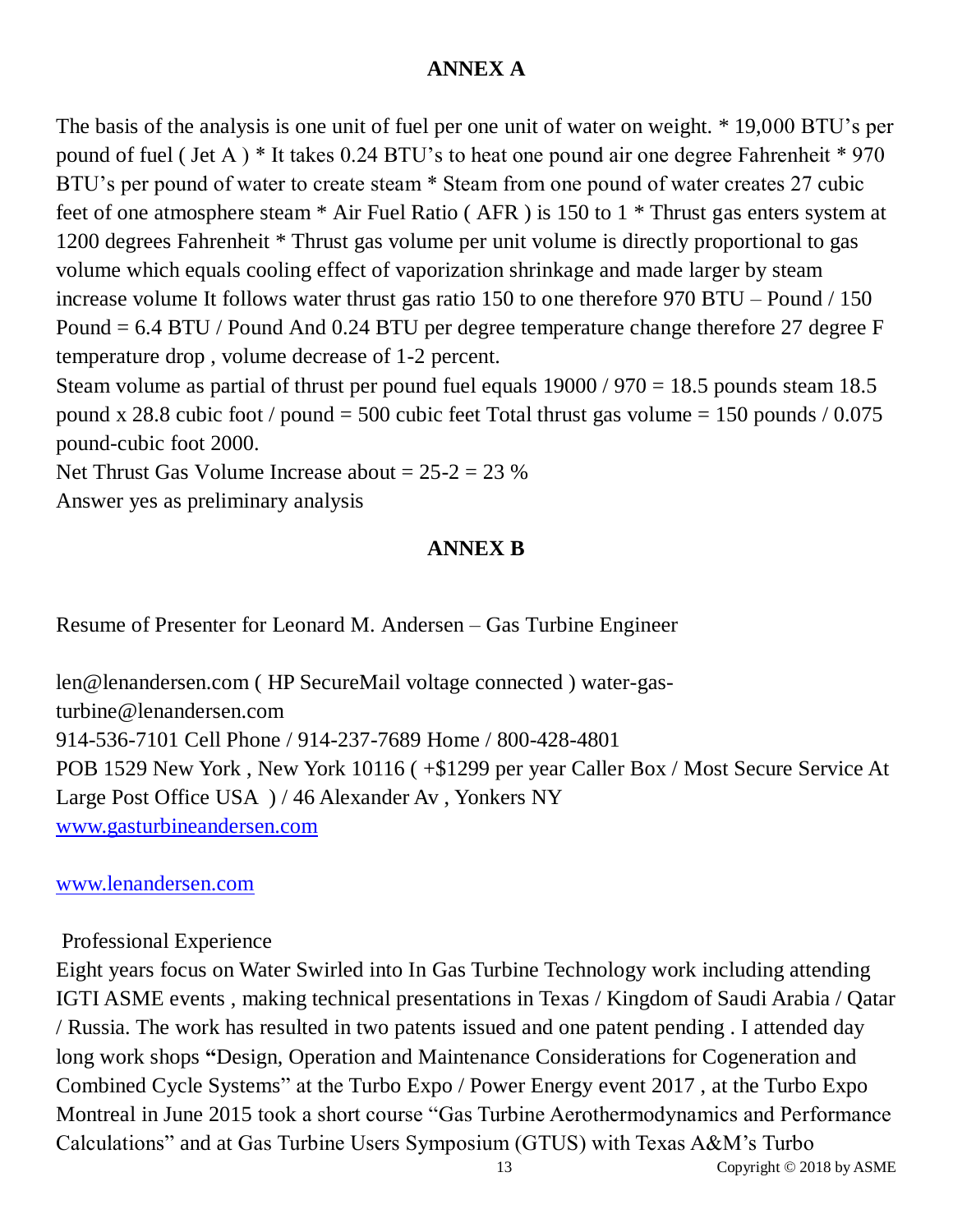## ANNEX A

The basis of the analysis is one unit of fuel per one unit of water on weight. * 19,000 BTU's per pound of fuel ( Jet A ) * It takes 0.24 BTU's to heat one pound air one degree Fahrenheit * 970 BTU's per pound of water to create steam * Steam from one pound of water creates 27 cubic feet of one atmosphere steam * Air Fuel Ratio ( AFR ) is 150 to 1 * Thrust gas enters system at 1200 degrees Fahrenheit * Thrust gas volume per unit volume is directly proportional to gas volume which equals cooling effect of vaporization shrinkage and made larger by steam increase volume It follows water thrust gas ratio 150 to one therefore 970 BTU – Pound / 150 Pound = 6.4 BTU / Pound And 0.24 BTU per degree temperature change therefore 27 degree F temperature drop , volume decrease of 1-2 percent.

Steam volume as partial of thrust per pound fuel equals 19000 / 970 = 18.5 pounds steam 18.5 pound x 28.8 cubic foot / pound = 500 cubic feet Total thrust gas volume = 150 pounds / 0.075 pound-cubic foot 2000.

Net Thrust Gas Volume Increase about = 25-2 = 23 %

Answer yes as preliminary analysis

## ANNEX B

Resume of Presenter for Leonard M. Andersen – Gas Turbine Engineer

len@lenandersen.com ( HP SecureMail voltage connected ) water-gas-turbine@lenandersen.com

914-536-7101 Cell Phone / 914-237-7689 Home / 800-428-4801

POB 1529 New York , New York 10116 ( +$1299 per year Caller Box / Most Secure Service At Large Post Office USA ) / 46 Alexander Av , Yonkers NY

[www.gasturbineandersen.com](www.gasturbineandersen.com)

[www.lenandersen.com](www.lenandersen.com)

Professional Experience

Eight years focus on Water Swirled into In Gas Turbine Technology work including attending IGTI ASME events , making technical presentations in Texas / Kingdom of Saudi Arabia / Qatar / Russia. The work has resulted in two patents issued and one patent pending . I attended day long work shops **"**Design, Operation and Maintenance Considerations for Cogeneration and Combined Cycle Systems" at the Turbo Expo / Power Energy event 2017 , at the Turbo Expo Montreal in June 2015 took a short course "Gas Turbine Aerothermodynamics and Performance Calculations" and at Gas Turbine Users Symposium (GTUS) with Texas A&M's Turbo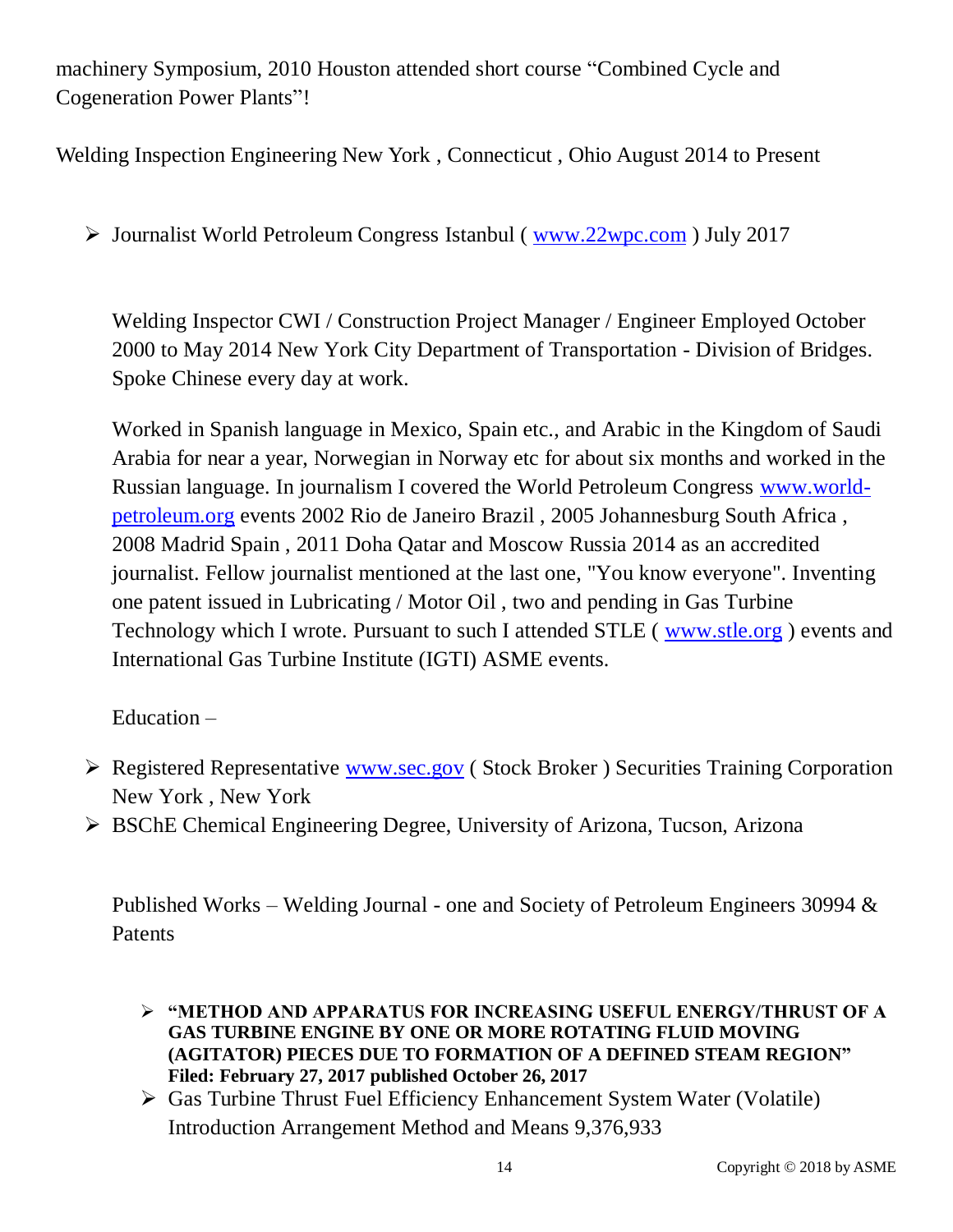machinery Symposium, 2010 Houston attended short course “Combined Cycle and Cogeneration Power Plants”!

Welding Inspection Engineering New York , Connecticut , Ohio August 2014 to Present

- Journalist World Petroleum Congress Istanbul ( www.22wpc.com ) July 2017

Welding Inspector CWI / Construction Project Manager / Engineer Employed October 2000 to May 2014 New York City Department of Transportation - Division of Bridges. Spoke Chinese every day at work.

Worked in Spanish language in Mexico, Spain etc., and Arabic in the Kingdom of Saudi Arabia for near a year, Norwegian in Norway etc for about six months and worked in the Russian language. In journalism I covered the World Petroleum Congress www.world-petroleum.org events 2002 Rio de Janeiro Brazil , 2005 Johannesburg South Africa , 2008 Madrid Spain , 2011 Doha Qatar and Moscow Russia 2014 as an accredited journalist. Fellow journalist mentioned at the last one, "You know everyone". Inventing one patent issued in Lubricating / Motor Oil , two and pending in Gas Turbine Technology which I wrote. Pursuant to such I attended STLE ( www.stle.org ) events and International Gas Turbine Institute (IGTI) ASME events.

Education –

- Registered Representative www.sec.gov ( Stock Broker ) Securities Training Corporation New York , New York
- BSChE Chemical Engineering Degree, University of Arizona, Tucson, Arizona

Published Works – Welding Journal - one and Society of Petroleum Engineers 30994 & Patents

- **“METHOD AND APPARATUS FOR INCREASING USEFUL ENERGY/THRUST OF A GAS TURBINE ENGINE BY ONE OR MORE ROTATING FLUID MOVING (AGITATOR) PIECES DUE TO FORMATION OF A DEFINED STEAM REGION” Filed: February 27, 2017 published October 26, 2017**
- Gas Turbine Thrust Fuel Efficiency Enhancement System Water (Volatile) Introduction Arrangement Method and Means 9,376,933

Copyright © 2018 by ASME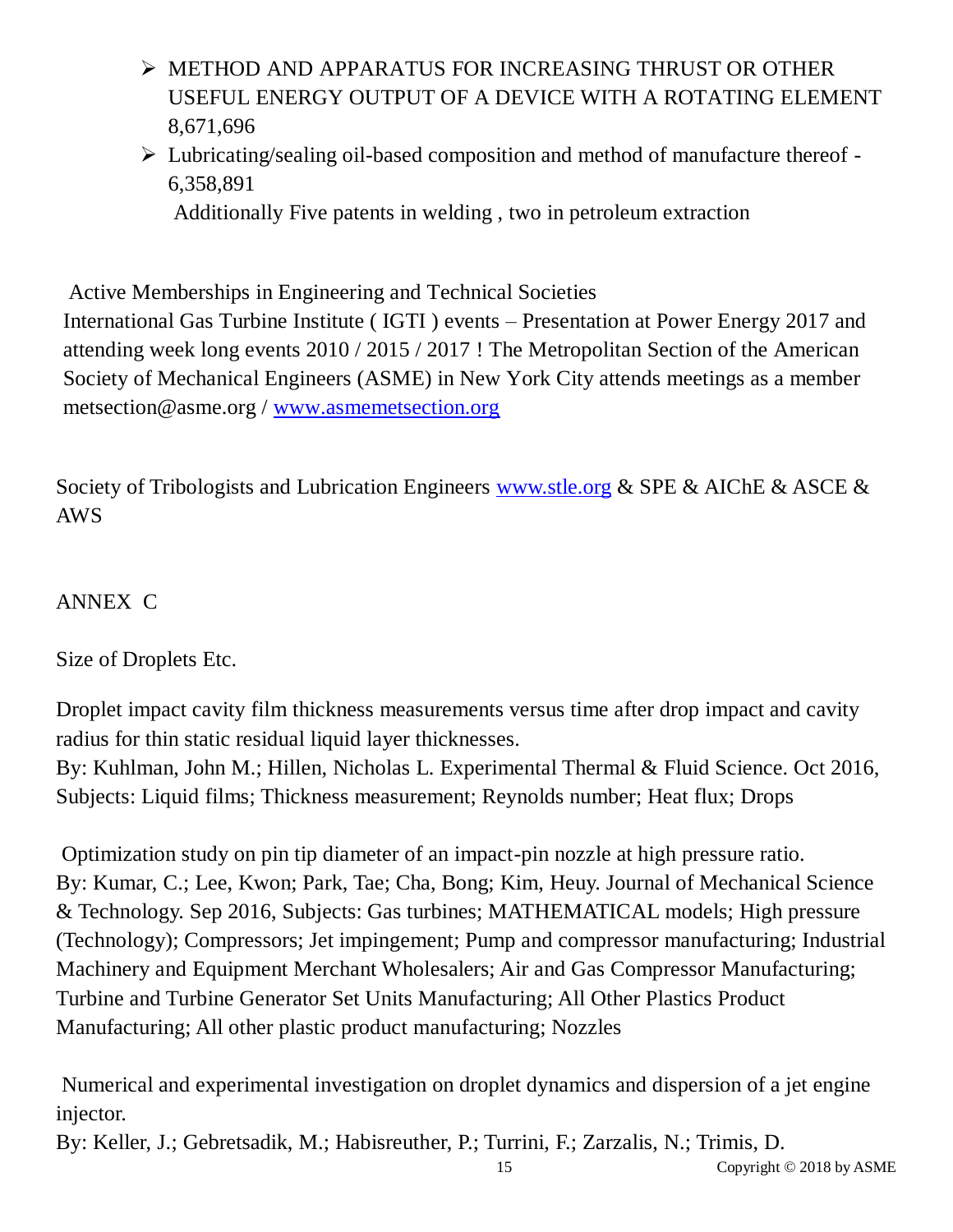- METHOD AND APPARATUS FOR INCREASING THRUST OR OTHER USEFUL ENERGY OUTPUT OF A DEVICE WITH A ROTATING ELEMENT 8,671,696
- Lubricating/sealing oil-based composition and method of manufacture thereof - 6,358,891

  Additionally Five patents in welding , two in petroleum extraction

Active Memberships in Engineering and Technical Societies

International Gas Turbine Institute ( IGTI ) events – Presentation at Power Energy 2017 and attending week long events 2010 / 2015 / 2017 ! The Metropolitan Section of the American Society of Mechanical Engineers (ASME) in New York City attends meetings as a member metsection@asme.org / [www.asmemetsection.org](http://www.asmemetsection.org)

Society of Tribologists and Lubrication Engineers [www.stle.org](http://www.stle.org) & SPE & AIChE & ASCE & AWS

ANNEX C

Size of Droplets Etc.

Droplet impact cavity film thickness measurements versus time after drop impact and cavity radius for thin static residual liquid layer thicknesses.
By: Kuhlman, John M.; Hillen, Nicholas L. Experimental Thermal & Fluid Science. Oct 2016, Subjects: Liquid films; Thickness measurement; Reynolds number; Heat flux; Drops

Optimization study on pin tip diameter of an impact-pin nozzle at high pressure ratio.
By: Kumar, C.; Lee, Kwon; Park, Tae; Cha, Bong; Kim, Heuy. Journal of Mechanical Science & Technology. Sep 2016, Subjects: Gas turbines; MATHEMATICAL models; High pressure (Technology); Compressors; Jet impingement; Pump and compressor manufacturing; Industrial Machinery and Equipment Merchant Wholesalers; Air and Gas Compressor Manufacturing; Turbine and Turbine Generator Set Units Manufacturing; All Other Plastics Product Manufacturing; All other plastic product manufacturing; Nozzles

Numerical and experimental investigation on droplet dynamics and dispersion of a jet engine injector.
By: Keller, J.; Gebretsadik, M.; Habisreuther, P.; Turrini, F.; Zarzalis, N.; Trimis, D.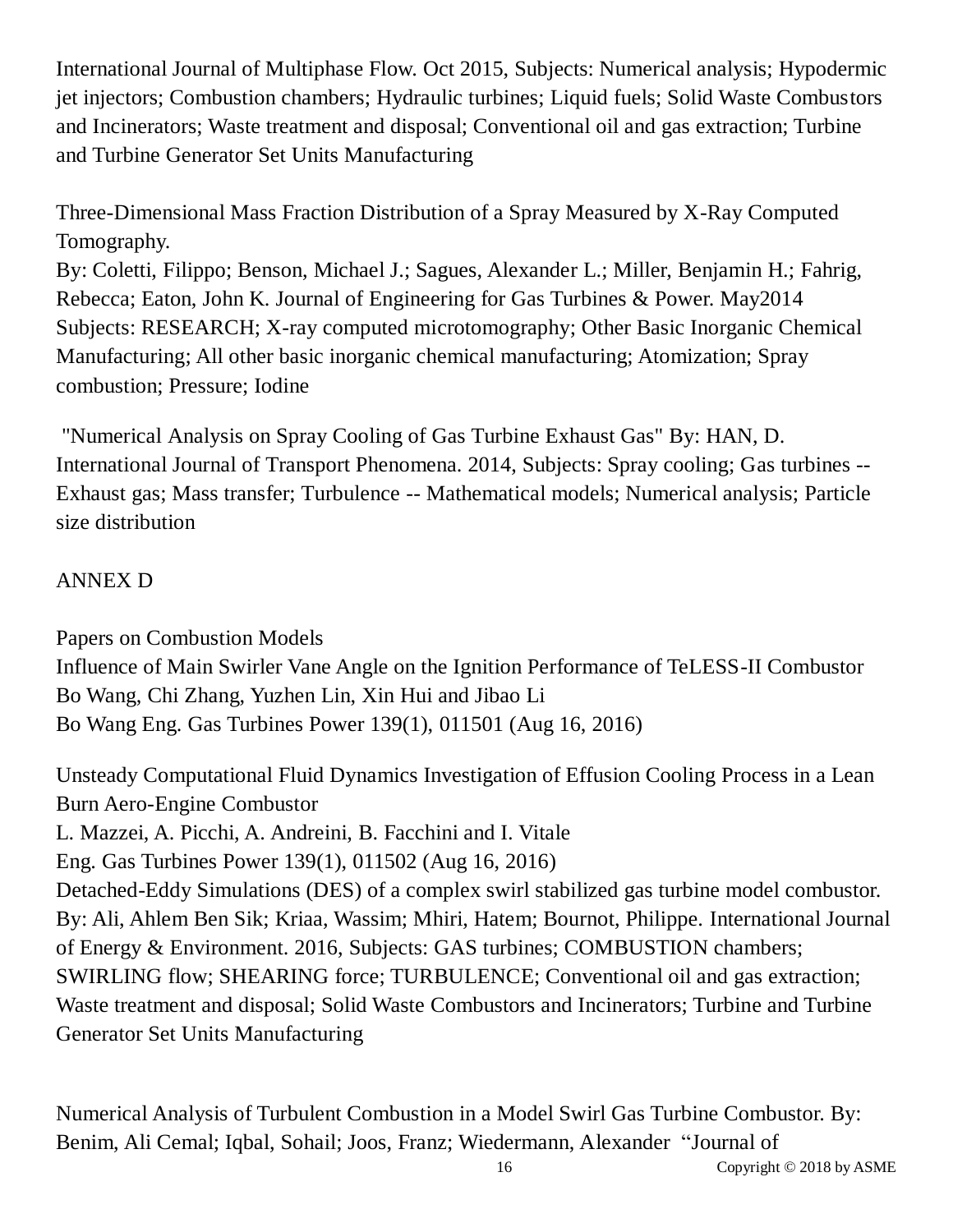International Journal of Multiphase Flow. Oct 2015, Subjects: Numerical analysis; Hypodermic jet injectors; Combustion chambers; Hydraulic turbines; Liquid fuels; Solid Waste Combustors and Incinerators; Waste treatment and disposal; Conventional oil and gas extraction; Turbine and Turbine Generator Set Units Manufacturing

Three-Dimensional Mass Fraction Distribution of a Spray Measured by X-Ray Computed Tomography.
By: Coletti, Filippo; Benson, Michael J.; Sagues, Alexander L.; Miller, Benjamin H.; Fahrig, Rebecca; Eaton, John K. Journal of Engineering for Gas Turbines & Power. May2014 Subjects: RESEARCH; X-ray computed microtomography; Other Basic Inorganic Chemical Manufacturing; All other basic inorganic chemical manufacturing; Atomization; Spray combustion; Pressure; Iodine

"Numerical Analysis on Spray Cooling of Gas Turbine Exhaust Gas" By: HAN, D. International Journal of Transport Phenomena. 2014, Subjects: Spray cooling; Gas turbines -- Exhaust gas; Mass transfer; Turbulence -- Mathematical models; Numerical analysis; Particle size distribution

ANNEX D

Papers on Combustion Models
Influence of Main Swirler Vane Angle on the Ignition Performance of TeLESS-II Combustor
Bo Wang, Chi Zhang, Yuzhen Lin, Xin Hui and Jibao Li
Bo Wang Eng. Gas Turbines Power 139(1), 011501 (Aug 16, 2016)

Unsteady Computational Fluid Dynamics Investigation of Effusion Cooling Process in a Lean Burn Aero-Engine Combustor
L. Mazzei, A. Picchi, A. Andreini, B. Facchini and I. Vitale
Eng. Gas Turbines Power 139(1), 011502 (Aug 16, 2016)
Detached-Eddy Simulations (DES) of a complex swirl stabilized gas turbine model combustor. By: Ali, Ahlem Ben Sik; Kriaa, Wassim; Mhiri, Hatem; Bournot, Philippe. International Journal of Energy & Environment. 2016, Subjects: GAS turbines; COMBUSTION chambers; SWIRLING flow; SHEARING force; TURBULENCE; Conventional oil and gas extraction; Waste treatment and disposal; Solid Waste Combustors and Incinerators; Turbine and Turbine Generator Set Units Manufacturing

Numerical Analysis of Turbulent Combustion in a Model Swirl Gas Turbine Combustor. By: Benim, Ali Cemal; Iqbal, Sohail; Joos, Franz; Wiedermann, Alexander "Journal of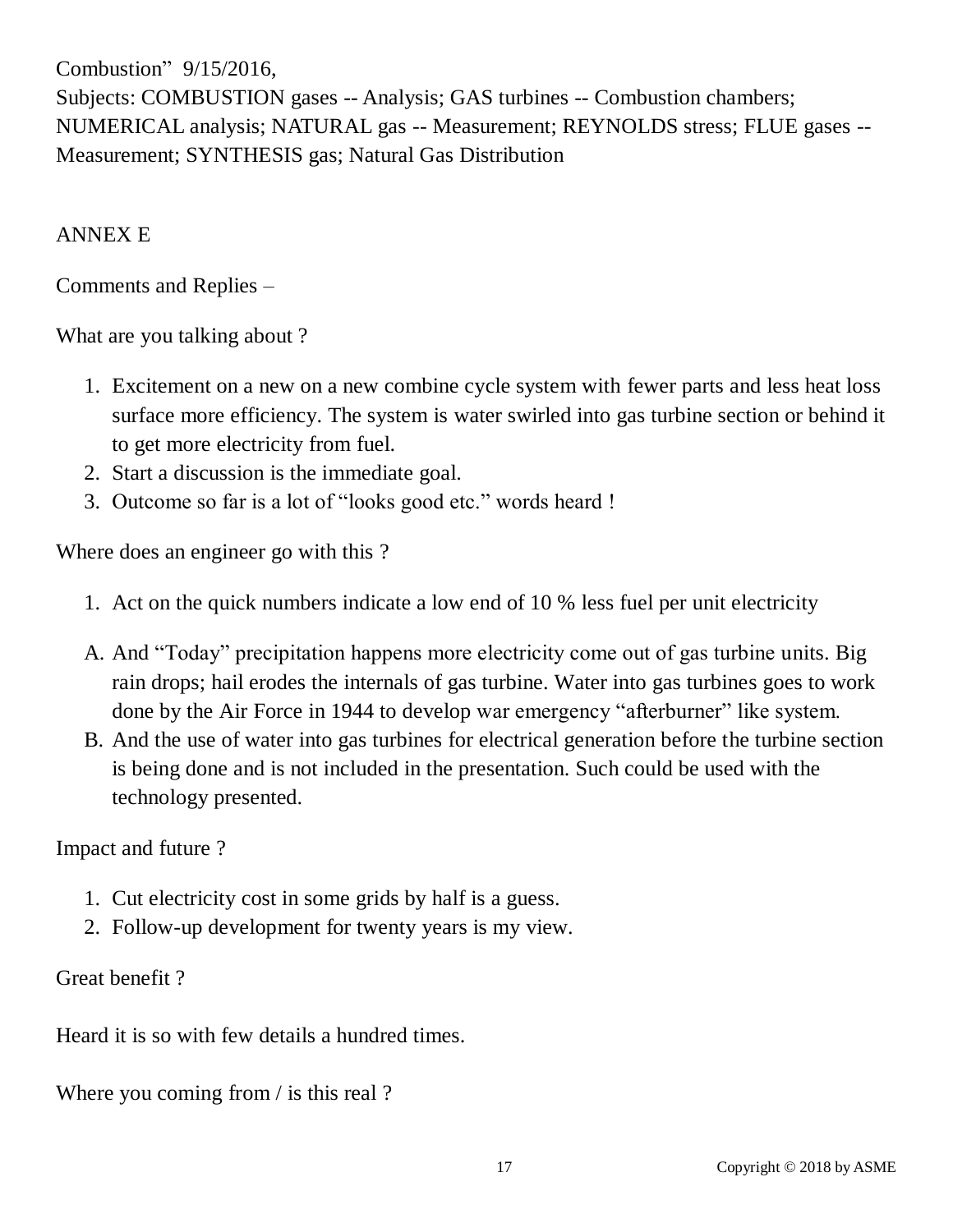Combustion" 9/15/2016,
Subjects: COMBUSTION gases -- Analysis; GAS turbines -- Combustion chambers; NUMERICAL analysis; NATURAL gas -- Measurement; REYNOLDS stress; FLUE gases -- Measurement; SYNTHESIS gas; Natural Gas Distribution

## ANNEX E

Comments and Replies –

What are you talking about ?

1. Excitement on a new on a new combine cycle system with fewer parts and less heat loss surface more efficiency. The system is water swirled into gas turbine section or behind it to get more electricity from fuel.
2. Start a discussion is the immediate goal.
3. Outcome so far is a lot of "looks good etc." words heard !

Where does an engineer go with this ?

1. Act on the quick numbers indicate a low end of 10 % less fuel per unit electricity

A. And "Today" precipitation happens more electricity come out of gas turbine units. Big rain drops; hail erodes the internals of gas turbine. Water into gas turbines goes to work done by the Air Force in 1944 to develop war emergency "afterburner" like system.
B. And the use of water into gas turbines for electrical generation before the turbine section is being done and is not included in the presentation. Such could be used with the technology presented.

Impact and future ?

1. Cut electricity cost in some grids by half is a guess.
2. Follow-up development for twenty years is my view.

Great benefit ?

Heard it is so with few details a hundred times.

Where you coming from / is this real ?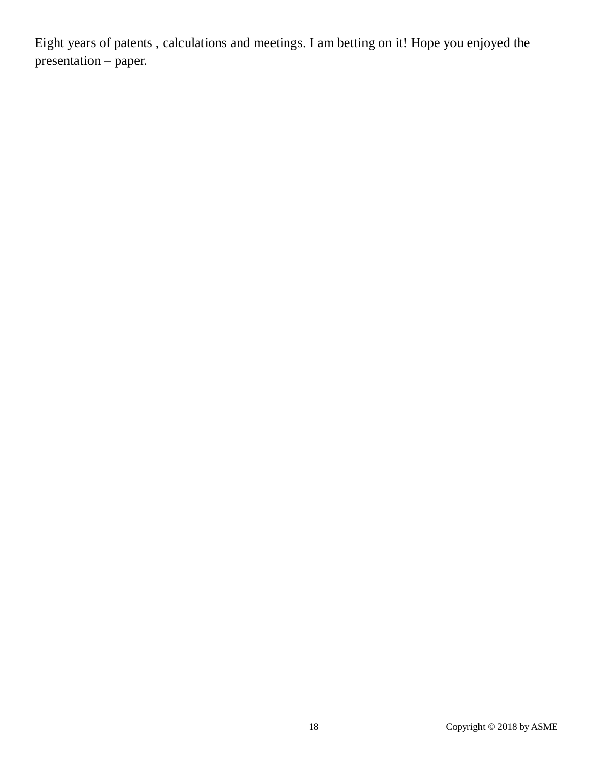Eight years of patents , calculations and meetings. I am betting on it! Hope you enjoyed the presentation – paper.